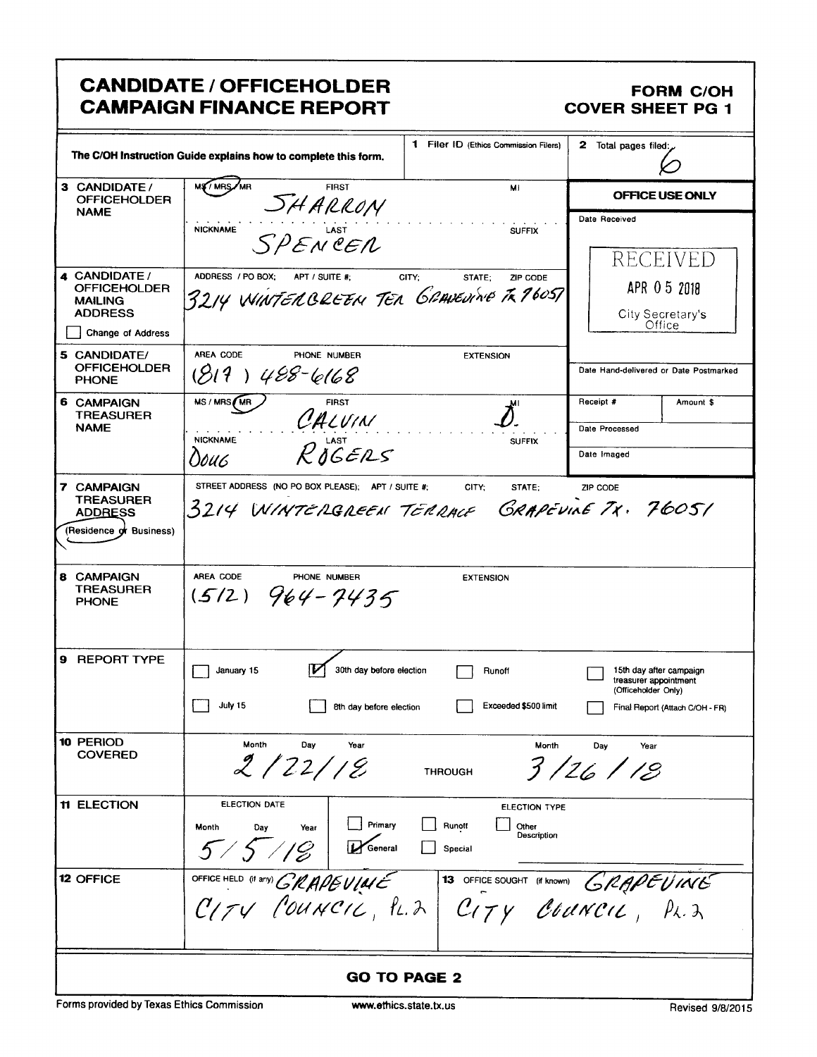# CANDIDATE / OFFICEHOLDER CAMPAIGN FINANCE REPORT

**FORM C/OH COVER SHEET PG 1**

The C/OH Instruction Guide explains how to complete this form.

| | | |
|---|---|---|
| **1** Filer ID (Ethics Commission Filers) | | **2** Total pages filed: 6 |

**3 CANDIDATE / OFFICEHOLDER NAME**
MS / MRS / MR (circled: MS) — FIRST: SHARRON — MI:
NICKNAME: — LAST: SPENCER — SUFFIX:

**4 CANDIDATE / OFFICEHOLDER MAILING ADDRESS**
ADDRESS / PO BOX; APT / SUITE #; CITY; STATE; ZIP CODE
3214 WINTERGREEN TER GRAPEVINE TX 76051
☐ Change of Address

**5 CANDIDATE / OFFICEHOLDER PHONE**
AREA CODE / PHONE NUMBER / EXTENSION
(817) 488-6168

**6 CAMPAIGN TREASURER NAME**
MS / MRS / MR (circled: MR) — FIRST: CALVIN — MI: D.
NICKNAME: DOUG — LAST: ROGERS — SUFFIX:

**7 CAMPAIGN TREASURER ADDRESS** (Residence or Business) (circled: Residence)
STREET ADDRESS (NO PO BOX PLEASE); APT / SUITE #; CITY; STATE; ZIP CODE
3214 WINTERGREEN TERRACE GRAPEVINE TX. 76051

**8 CAMPAIGN TREASURER PHONE**
AREA CODE / PHONE NUMBER / EXTENSION
(512) 964-7435

**OFFICE USE ONLY**
Date Received: RECEIVED APR 05 2018 City Secretary's Office
Date Hand-delivered or Date Postmarked:
Receipt #: | Amount $:
Date Processed:
Date Imaged:

**9 REPORT TYPE**
- ☐ January 15
- ☑ 30th day before election
- ☐ Runoff
- ☐ 15th day after campaign treasurer appointment (Officeholder Only)
- ☐ July 15
- ☐ 8th day before election
- ☐ Exceeded $500 limit
- ☐ Final Report (Attach C/OH - FR)

**10 PERIOD COVERED**
Month Day Year: 2/22/18 THROUGH Month Day Year: 3/26/18

**11 ELECTION**
ELECTION DATE (Month Day Year): 5/5/18
ELECTION TYPE: ☐ Primary ☐ Runoff ☐ Other Description ☑ General ☐ Special

**12 OFFICE**
OFFICE HELD (if any): GRAPEVINE CITY COUNCIL, PL. 2

**13** OFFICE SOUGHT (if known): GRAPEVINE CITY COUNCIL, PL. 2

**GO TO PAGE 2**

Forms provided by Texas Ethics Commission — www.ethics.state.tx.us — Revised 9/8/2015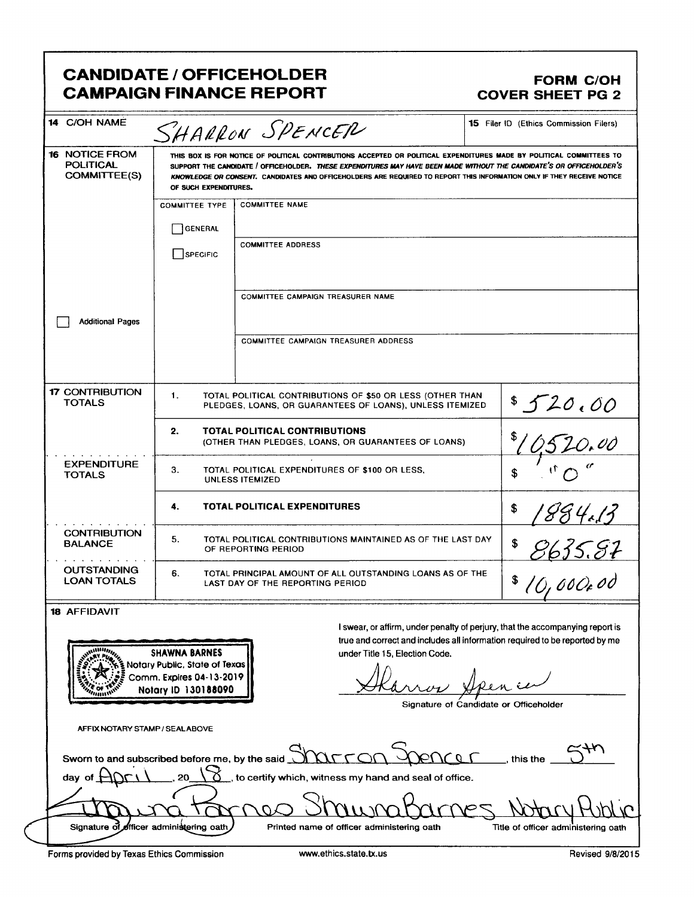# CANDIDATE / OFFICEHOLDER CAMPAIGN FINANCE REPORT

**FORM C/OH**
**COVER SHEET PG 2**

| | | |
|---|---|---|
| **14** C/OH NAME | SHARRON SPENCER | **15** Filer ID (Ethics Commission Filers) |

**16 NOTICE FROM POLITICAL COMMITTEE(S)**

THIS BOX IS FOR NOTICE OF POLITICAL CONTRIBUTIONS ACCEPTED OR POLITICAL EXPENDITURES MADE BY POLITICAL COMMITTEES TO SUPPORT THE CANDIDATE / OFFICEHOLDER. ***THESE EXPENDITURES MAY HAVE BEEN MADE WITHOUT THE CANDIDATE'S OR OFFICEHOLDER'S KNOWLEDGE OR CONSENT.*** CANDIDATES AND OFFICEHOLDERS ARE REQUIRED TO REPORT THIS INFORMATION ONLY IF THEY RECEIVE NOTICE OF SUCH EXPENDITURES.

| COMMITTEE TYPE | |
|---|---|
| ☐ GENERAL | COMMITTEE NAME |
| ☐ SPECIFIC | COMMITTEE ADDRESS |
| | COMMITTEE CAMPAIGN TREASURER NAME |
| | COMMITTEE CAMPAIGN TREASURER ADDRESS |

☐ Additional Pages

| | | | |
|---|---|---|---|
| **17** CONTRIBUTION TOTALS | 1. | TOTAL POLITICAL CONTRIBUTIONS OF $50 OR LESS (OTHER THAN PLEDGES, LOANS, OR GUARANTEES OF LOANS), UNLESS ITEMIZED | $ 520.00 |
| | 2. | **TOTAL POLITICAL CONTRIBUTIONS** (OTHER THAN PLEDGES, LOANS, OR GUARANTEES OF LOANS) | $ 10,520.00 |
| EXPENDITURE TOTALS | 3. | TOTAL POLITICAL EXPENDITURES OF $100 OR LESS, UNLESS ITEMIZED | $ "0" |
| | 4. | **TOTAL POLITICAL EXPENDITURES** | $ 1884.13 |
| CONTRIBUTION BALANCE | 5. | TOTAL POLITICAL CONTRIBUTIONS MAINTAINED AS OF THE LAST DAY OF REPORTING PERIOD | $ 8635.87 |
| OUTSTANDING LOAN TOTALS | 6. | TOTAL PRINCIPAL AMOUNT OF ALL OUTSTANDING LOANS AS OF THE LAST DAY OF THE REPORTING PERIOD | $ 10,000.00 |

**18 AFFIDAVIT**

SHAWNA BARNES
Notary Public, State of Texas
Comm. Expires 04-13-2019
Notary ID 130188090

I swear, or affirm, under penalty of perjury, that the accompanying report is true and correct and includes all information required to be reported by me under Title 15, Election Code.

Sharron Spencer
Signature of Candidate or Officeholder

AFFIX NOTARY STAMP / SEAL ABOVE

Sworn to and subscribed before me, by the said Sharron Spencer, this the 5th day of April, 20 18, to certify which, witness my hand and seal of office.

| Shawna Barnes | Shawna Barnes | Notary Public |
|---|---|---|
| Signature of officer administering oath | Printed name of officer administering oath | Title of officer administering oath |

Forms provided by Texas Ethics Commission www.ethics.state.tx.us Revised 9/8/2015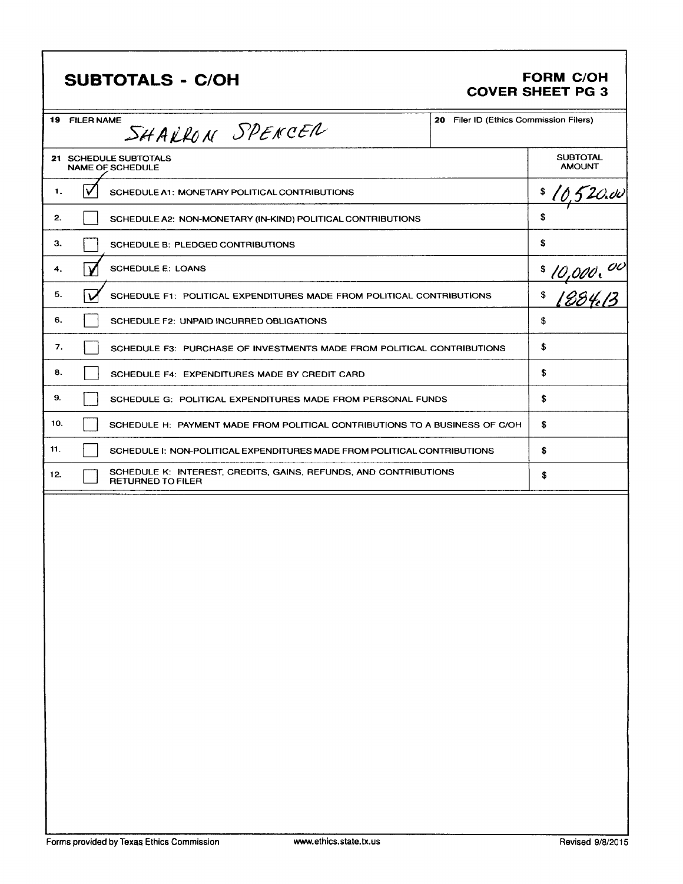# SUBTOTALS - C/OH

**FORM C/OH**
**COVER SHEET PG 3**

| 19 FILER NAME | 20 Filer ID (Ethics Commission Filers) |
|---|---|
| SHARRON SPENCER | |

| 21 SCHEDULE SUBTOTALS NAME OF SCHEDULE | | SUBTOTAL AMOUNT |
|---|---|---|
| 1. | ☑ SCHEDULE A1: MONETARY POLITICAL CONTRIBUTIONS | $ 10,520.00 |
| 2. | ☐ SCHEDULE A2: NON-MONETARY (IN-KIND) POLITICAL CONTRIBUTIONS | $ |
| 3. | ☐ SCHEDULE B: PLEDGED CONTRIBUTIONS | $ |
| 4. | ☑ SCHEDULE E: LOANS | $ 10,000.00 |
| 5. | ☑ SCHEDULE F1: POLITICAL EXPENDITURES MADE FROM POLITICAL CONTRIBUTIONS | $ 1884.13 |
| 6. | ☐ SCHEDULE F2: UNPAID INCURRED OBLIGATIONS | $ |
| 7. | ☐ SCHEDULE F3: PURCHASE OF INVESTMENTS MADE FROM POLITICAL CONTRIBUTIONS | $ |
| 8. | ☐ SCHEDULE F4: EXPENDITURES MADE BY CREDIT CARD | $ |
| 9. | ☐ SCHEDULE G: POLITICAL EXPENDITURES MADE FROM PERSONAL FUNDS | $ |
| 10. | ☐ SCHEDULE H: PAYMENT MADE FROM POLITICAL CONTRIBUTIONS TO A BUSINESS OF C/OH | $ |
| 11. | ☐ SCHEDULE I: NON-POLITICAL EXPENDITURES MADE FROM POLITICAL CONTRIBUTIONS | $ |
| 12. | ☐ SCHEDULE K: INTEREST, CREDITS, GAINS, REFUNDS, AND CONTRIBUTIONS RETURNED TO FILER | $ |

Forms provided by Texas Ethics Commission www.ethics.state.tx.us Revised 9/8/2015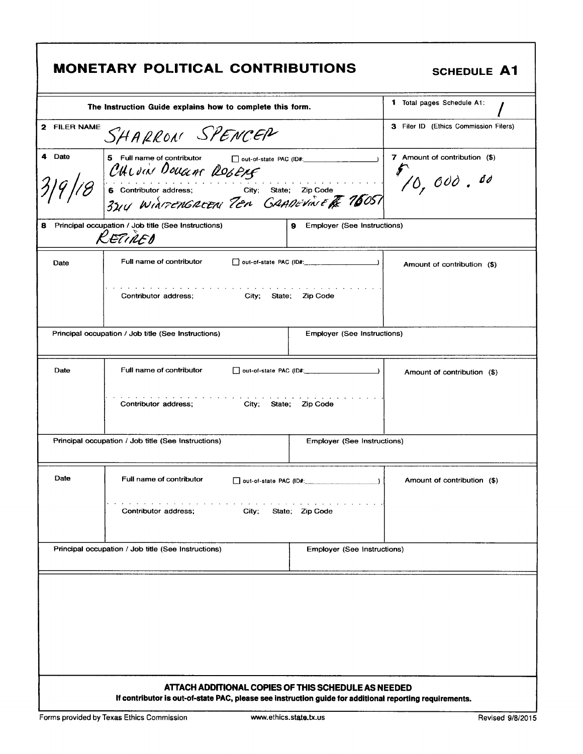# MONETARY POLITICAL CONTRIBUTIONS

**SCHEDULE A1**

| The Instruction Guide explains how to complete this form. | | | 1 Total pages Schedule A1: 1 |
|---|---|---|---|
| 2 FILER NAME | SHARRON SPENCER | | 3 Filer ID (Ethics Commission Filers) |
| 4 Date: 3/9/18 | 5 Full name of contributor ☐ out-of-state PAC (ID#: ) CALVIN DOUGLAS ROGERS<br>6 Contributor address; City; State; Zip Code 3214 WINTERGREEN TER GRAPEVINE TX 76051 | | 7 Amount of contribution ($) $10,000.00 |
| 8 Principal occupation / Job title (See Instructions) RETIRED | | 9 Employer (See Instructions) | |
| Date | Full name of contributor ☐ out-of-state PAC (ID#: )<br>Contributor address; City; State; Zip Code | | Amount of contribution ($) |
| Principal occupation / Job title (See Instructions) | | Employer (See Instructions) | |
| Date | Full name of contributor ☐ out-of-state PAC (ID#: )<br>Contributor address; City; State; Zip Code | | Amount of contribution ($) |
| Principal occupation / Job title (See Instructions) | | Employer (See Instructions) | |
| Date | Full name of contributor ☐ out-of-state PAC (ID#: )<br>Contributor address; City; State; Zip Code | | Amount of contribution ($) |
| Principal occupation / Job title (See Instructions) | | Employer (See Instructions) | |

**ATTACH ADDITIONAL COPIES OF THIS SCHEDULE AS NEEDED**

**If contributor is out-of-state PAC, please see instruction guide for additional reporting requirements.**

Forms provided by Texas Ethics Commission www.ethics.state.tx.us Revised 9/8/2015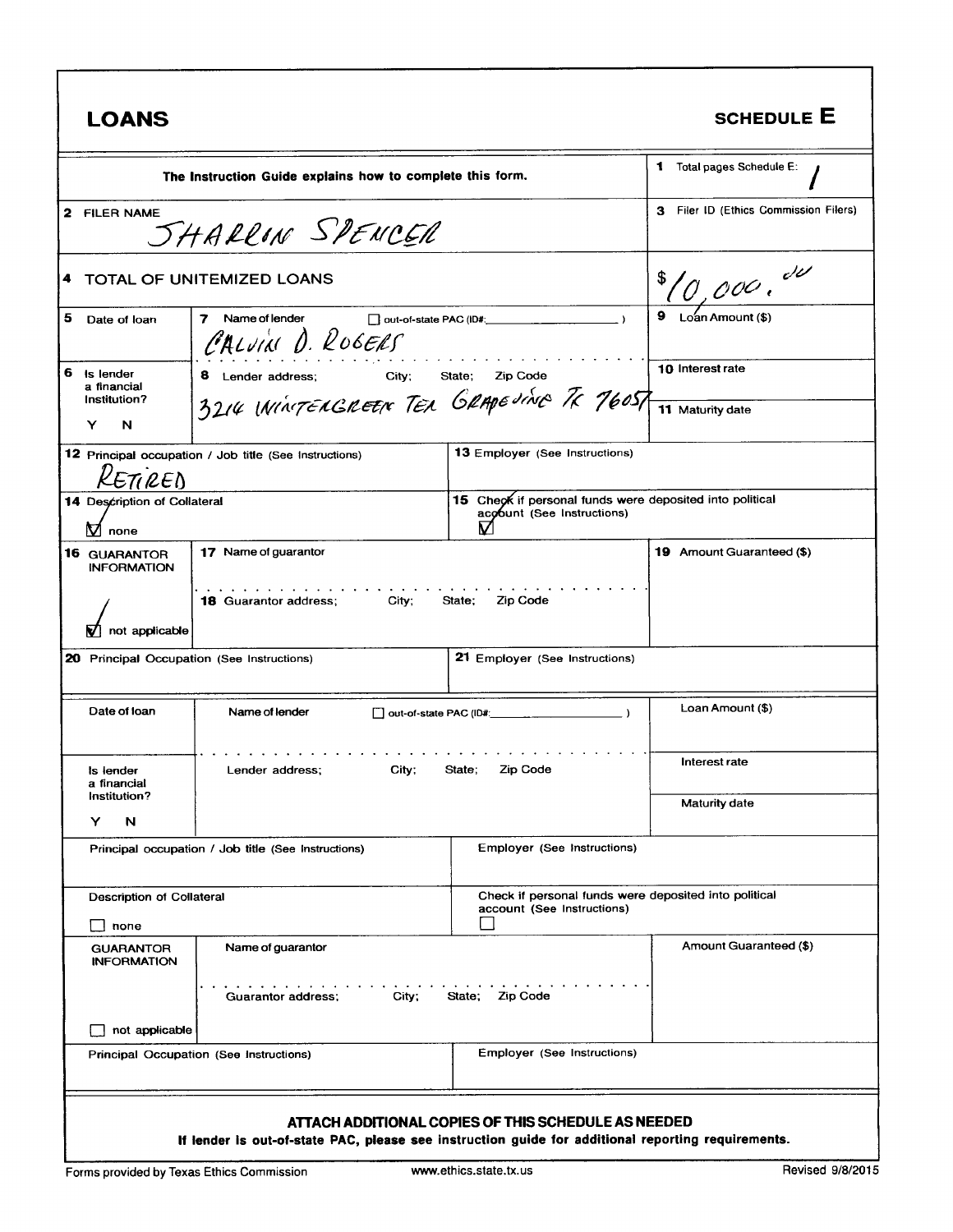# LOANS

## SCHEDULE E

| The Instruction Guide explains how to complete this form. | 1 Total pages Schedule E: 1 |
|---|---|
| 2 FILER NAME: SHARRON SPENCER | 3 Filer ID (Ethics Commission Filers) |
| 4 TOTAL OF UNITEMIZED LOANS | $10,000.00 |

| Field | Entry |
|---|---|
| 5 Date of loan | |
| 6 Is lender a financial institution? Y N | |
| 7 Name of lender ☐ out-of-state PAC (ID#: ) | CALVIN D. ROGERS |
| 8 Lender address; City; State; Zip Code | 3214 WINTERGREEN TER GRAPEVINE TX 76051 |
| 9 Loan Amount ($) | |
| 10 Interest rate | |
| 11 Maturity date | |
| 12 Principal occupation / Job title (See Instructions) | RETIRED |
| 13 Employer (See Instructions) | |
| 14 Description of Collateral | ☑ none |
| 15 Check if personal funds were deposited into political account (See Instructions) | ☑ |
| 16 GUARANTOR INFORMATION | ☑ not applicable |
| 17 Name of guarantor | |
| 18 Guarantor address; City; State; Zip Code | |
| 19 Amount Guaranteed ($) | |
| 20 Principal Occupation (See Instructions) | |
| 21 Employer (See Instructions) | |

| Field | Entry |
|---|---|
| Date of loan | |
| Is lender a financial institution? Y N | |
| Name of lender ☐ out-of-state PAC (ID#: ) | |
| Lender address; City; State; Zip Code | |
| Loan Amount ($) | |
| Interest rate | |
| Maturity date | |
| Principal occupation / Job title (See Instructions) | |
| Employer (See Instructions) | |
| Description of Collateral | ☐ none |
| Check if personal funds were deposited into political account (See Instructions) | ☐ |
| GUARANTOR INFORMATION | ☐ not applicable |
| Name of guarantor | |
| Guarantor address; City; State; Zip Code | |
| Amount Guaranteed ($) | |
| Principal Occupation (See Instructions) | |
| Employer (See Instructions) | |

**ATTACH ADDITIONAL COPIES OF THIS SCHEDULE AS NEEDED**

**If lender is out-of-state PAC, please see instruction guide for additional reporting requirements.**

Forms provided by Texas Ethics Commission www.ethics.state.tx.us Revised 9/8/2015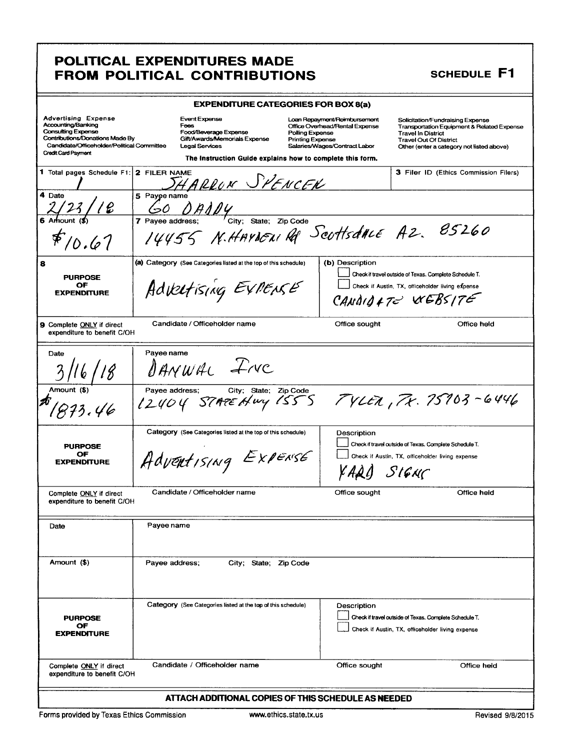# POLITICAL EXPENDITURES MADE FROM POLITICAL CONTRIBUTIONS

**SCHEDULE F1**

## EXPENDITURE CATEGORIES FOR BOX 8(a)

| | | | |
|---|---|---|---|
| Advertising Expense | Event Expense | Loan Repayment/Reimbursement | Solicitation/Fundraising Expense |
| Accounting/Banking | Fees | Office Overhead/Rental Expense | Transportation Equipment & Related Expense |
| Consulting Expense | Food/Beverage Expense | Polling Expense | Travel In District |
| Contributions/Donations Made By Candidate/Officeholder/Political Committee | Gift/Awards/Memorials Expense | Printing Expense | Travel Out Of District |
| Credit Card Payment | Legal Services | Salaries/Wages/Contract Labor | Other (enter a category not listed above) |

The Instruction Guide explains how to complete this form.

**1** Total pages Schedule F1: 1

**2** FILER NAME: SHARRON SPENCER

**3** Filer ID (Ethics Commission Filers):

---

**4** Date: 2/23/18

**5** Payee name: GO DADDY

**6** Amount ($): $10.67

**7** Payee address; City; State; Zip Code: 14455 N. HAYDEN Rd Scottsdale AZ. 85260

**8 PURPOSE OF EXPENDITURE**

(a) Category (See Categories listed at the top of this schedule): Advertising EXPENSE

(b) Description: CANDIDATE WEBSITE

☐ Check if travel outside of Texas. Complete Schedule T.

☐ Check if Austin, TX, officeholder living expense

**9** Complete ONLY if direct expenditure to benefit C/OH — Candidate / Officeholder name: | Office sought: | Office held:

---

Date: 3/16/18

Payee name: DANWAL INC

Amount ($): $1873.46

Payee address; City; State; Zip Code: 12404 STATE Hwy 155 S TYLER, TX. 75703-6446

**PURPOSE OF EXPENDITURE**

Category (See Categories listed at the top of this schedule): Advertising EXPENSE

Description: YARD SIGNS

☐ Check if travel outside of Texas. Complete Schedule T.

☐ Check if Austin, TX, officeholder living expense

Complete ONLY if direct expenditure to benefit C/OH — Candidate / Officeholder name: | Office sought: | Office held:

---

Date:

Payee name:

Amount ($):

Payee address; City; State; Zip Code:

**PURPOSE OF EXPENDITURE**

Category (See Categories listed at the top of this schedule):

Description:

☐ Check if travel outside of Texas. Complete Schedule T.

☐ Check if Austin, TX, officeholder living expense

Complete ONLY if direct expenditure to benefit C/OH — Candidate / Officeholder name: | Office sought: | Office held:

**ATTACH ADDITIONAL COPIES OF THIS SCHEDULE AS NEEDED**

Forms provided by Texas Ethics Commission | www.ethics.state.tx.us | Revised 9/8/2015